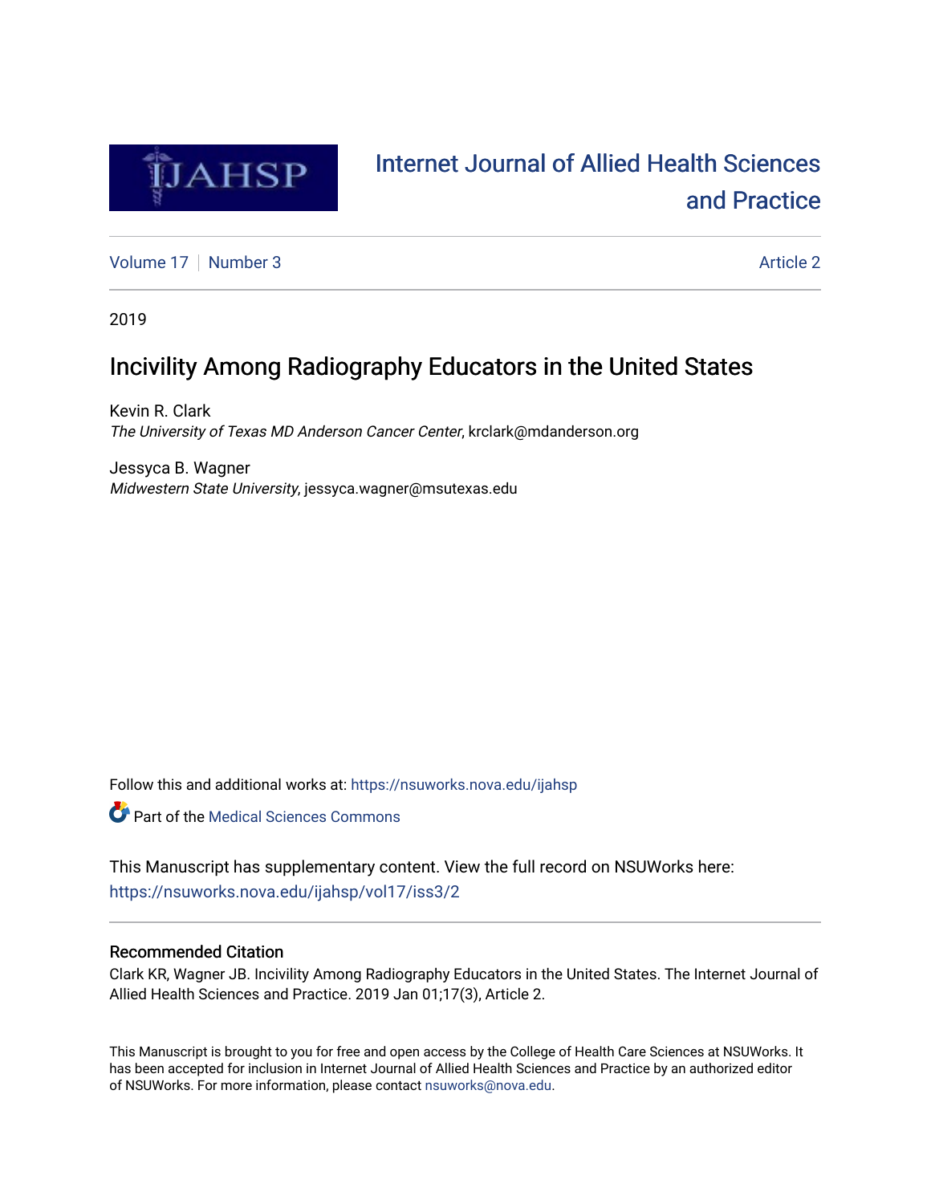# Internet Journal of Allied Health Sciences and Practice

Volume 17 | Number 3 | Article 2

2019

## Incivility Among Radiography Educators in the United States

Kevin R. Clark
*The University of Texas MD Anderson Cancer Center*, krclark@mdanderson.org

Jessyca B. Wagner
*Midwestern State University*, jessyca.wagner@msutexas.edu

Follow this and additional works at: https://nsuworks.nova.edu/ijahsp

Part of the Medical Sciences Commons

This Manuscript has supplementary content. View the full record on NSUWorks here: https://nsuworks.nova.edu/ijahsp/vol17/iss3/2

### Recommended Citation

Clark KR, Wagner JB. Incivility Among Radiography Educators in the United States. The Internet Journal of Allied Health Sciences and Practice. 2019 Jan 01;17(3), Article 2.

This Manuscript is brought to you for free and open access by the College of Health Care Sciences at NSUWorks. It has been accepted for inclusion in Internet Journal of Allied Health Sciences and Practice by an authorized editor of NSUWorks. For more information, please contact nsuworks@nova.edu.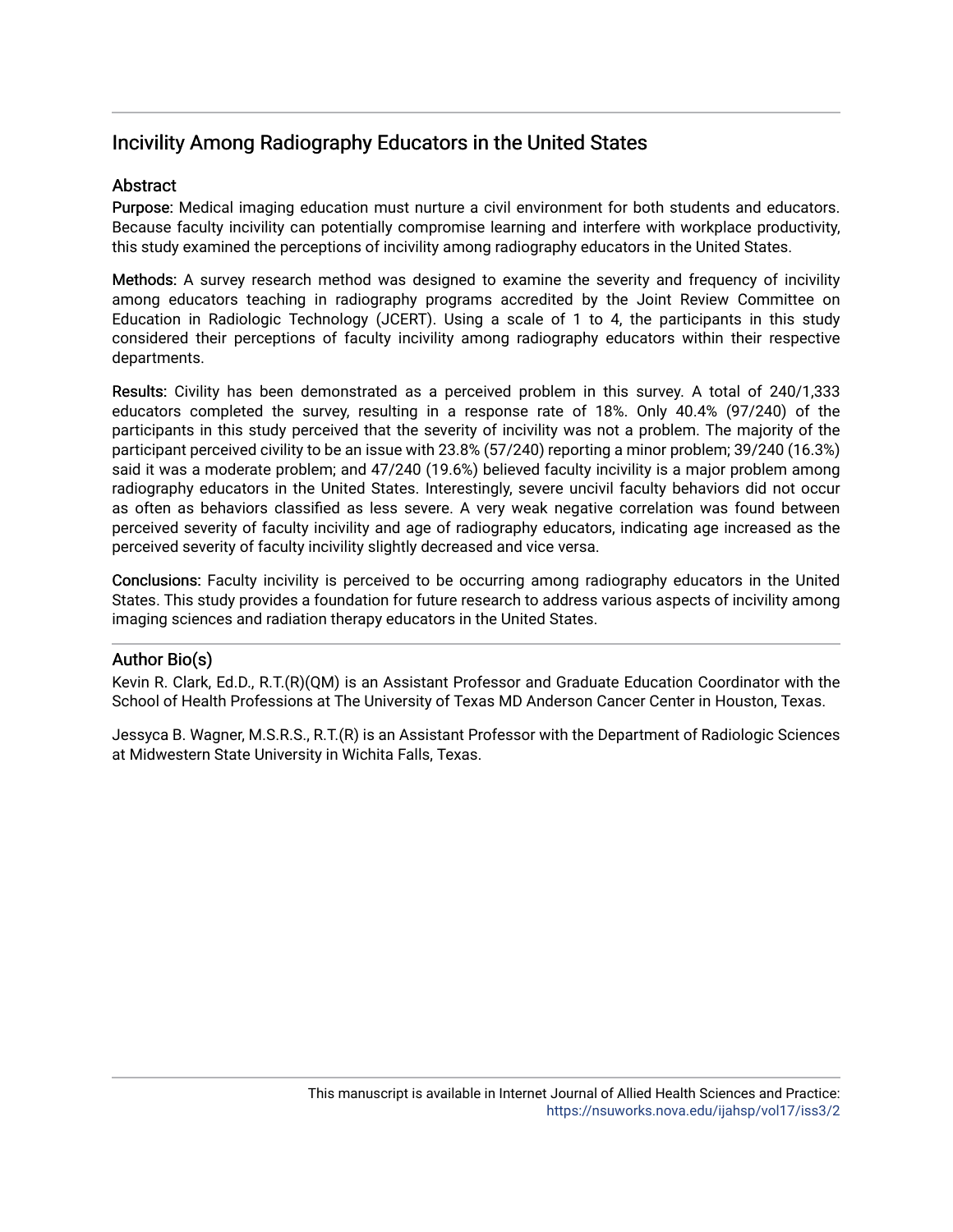## Incivility Among Radiography Educators in the United States

### Abstract

**Purpose:** Medical imaging education must nurture a civil environment for both students and educators. Because faculty incivility can potentially compromise learning and interfere with workplace productivity, this study examined the perceptions of incivility among radiography educators in the United States.

**Methods:** A survey research method was designed to examine the severity and frequency of incivility among educators teaching in radiography programs accredited by the Joint Review Committee on Education in Radiologic Technology (JCERT). Using a scale of 1 to 4, the participants in this study considered their perceptions of faculty incivility among radiography educators within their respective departments.

**Results:** Civility has been demonstrated as a perceived problem in this survey. A total of 240/1,333 educators completed the survey, resulting in a response rate of 18%. Only 40.4% (97/240) of the participants in this study perceived that the severity of incivility was not a problem. The majority of the participant perceived civility to be an issue with 23.8% (57/240) reporting a minor problem; 39/240 (16.3%) said it was a moderate problem; and 47/240 (19.6%) believed faculty incivility is a major problem among radiography educators in the United States. Interestingly, severe uncivil faculty behaviors did not occur as often as behaviors classified as less severe. A very weak negative correlation was found between perceived severity of faculty incivility and age of radiography educators, indicating age increased as the perceived severity of faculty incivility slightly decreased and vice versa.

**Conclusions:** Faculty incivility is perceived to be occurring among radiography educators in the United States. This study provides a foundation for future research to address various aspects of incivility among imaging sciences and radiation therapy educators in the United States.

### Author Bio(s)

Kevin R. Clark, Ed.D., R.T.(R)(QM) is an Assistant Professor and Graduate Education Coordinator with the School of Health Professions at The University of Texas MD Anderson Cancer Center in Houston, Texas.

Jessyca B. Wagner, M.S.R.S., R.T.(R) is an Assistant Professor with the Department of Radiologic Sciences at Midwestern State University in Wichita Falls, Texas.

This manuscript is available in Internet Journal of Allied Health Sciences and Practice: https://nsuworks.nova.edu/ijahsp/vol17/iss3/2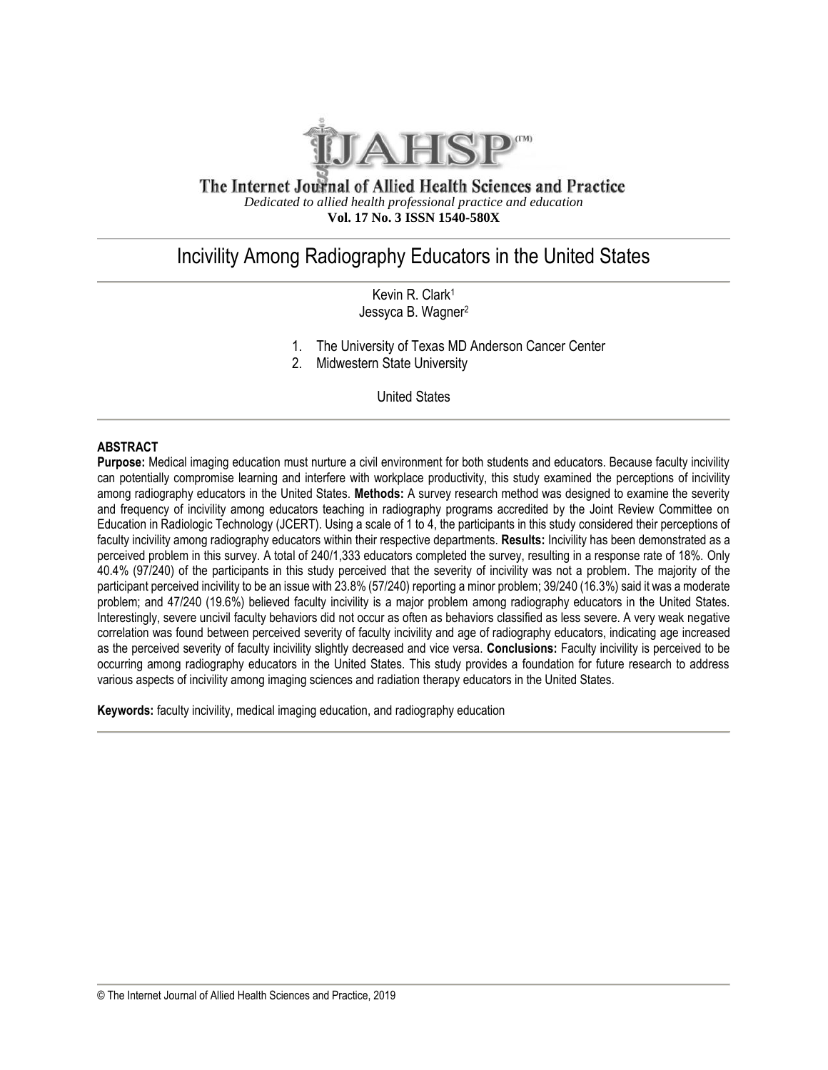The Internet Journal of Allied Health Sciences and Practice

*Dedicated to allied health professional practice and education*

**Vol. 17 No. 3 ISSN 1540-580X**

# Incivility Among Radiography Educators in the United States

Kevin R. Clark[1]
Jessyca B. Wagner[2]

1. The University of Texas MD Anderson Cancer Center
2. Midwestern State University

United States

## ABSTRACT

**Purpose:** Medical imaging education must nurture a civil environment for both students and educators. Because faculty incivility can potentially compromise learning and interfere with workplace productivity, this study examined the perceptions of incivility among radiography educators in the United States. **Methods:** A survey research method was designed to examine the severity and frequency of incivility among educators teaching in radiography programs accredited by the Joint Review Committee on Education in Radiologic Technology (JCERT). Using a scale of 1 to 4, the participants in this study considered their perceptions of faculty incivility among radiography educators within their respective departments. **Results:** Incivility has been demonstrated as a perceived problem in this survey. A total of 240/1,333 educators completed the survey, resulting in a response rate of 18%. Only 40.4% (97/240) of the participants in this study perceived that the severity of incivility was not a problem. The majority of the participant perceived incivility to be an issue with 23.8% (57/240) reporting a minor problem; 39/240 (16.3%) said it was a moderate problem; and 47/240 (19.6%) believed faculty incivility is a major problem among radiography educators in the United States. Interestingly, severe uncivil faculty behaviors did not occur as often as behaviors classified as less severe. A very weak negative correlation was found between perceived severity of faculty incivility and age of radiography educators, indicating age increased as the perceived severity of faculty incivility slightly decreased and vice versa. **Conclusions:** Faculty incivility is perceived to be occurring among radiography educators in the United States. This study provides a foundation for future research to address various aspects of incivility among imaging sciences and radiation therapy educators in the United States.

**Keywords:** faculty incivility, medical imaging education, and radiography education

© The Internet Journal of Allied Health Sciences and Practice, 2019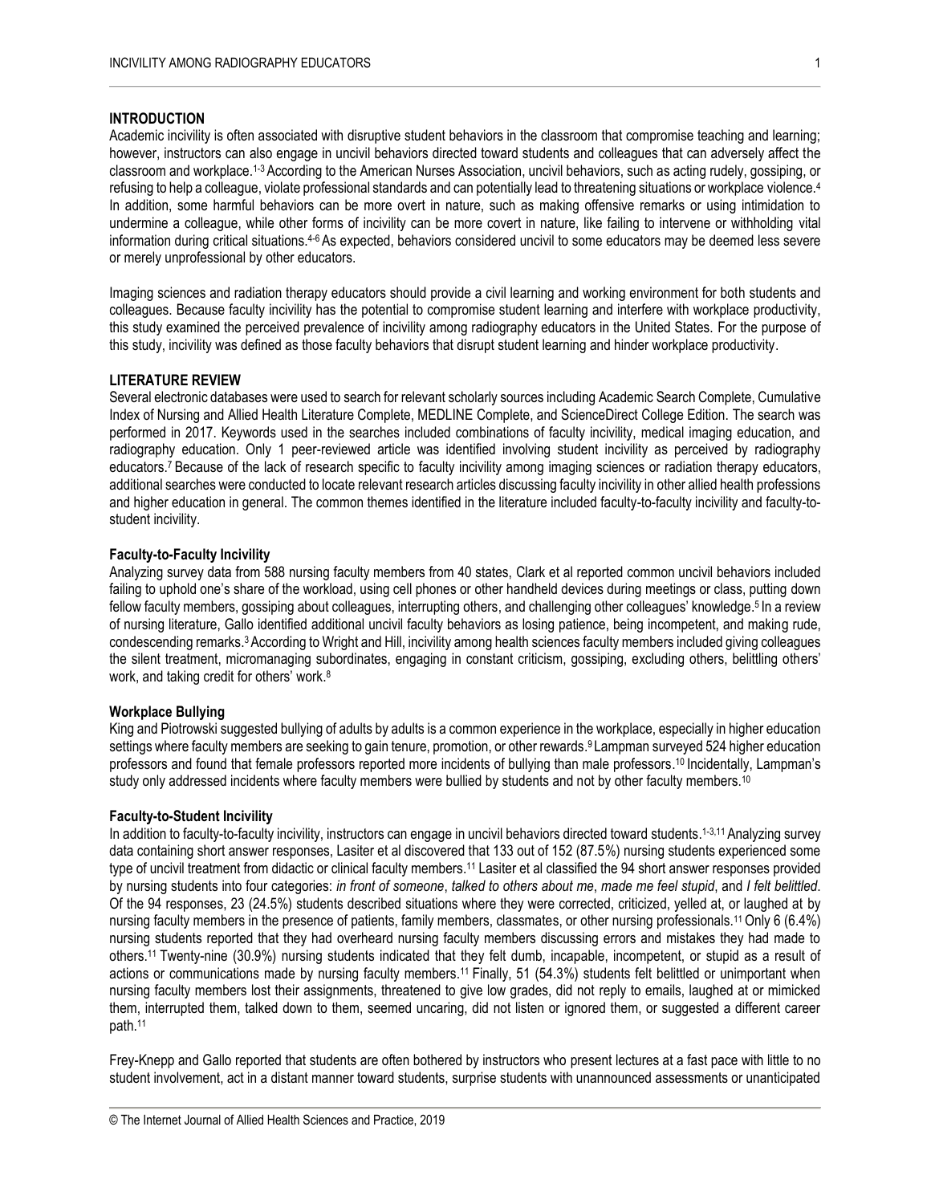## INTRODUCTION

Academic incivility is often associated with disruptive student behaviors in the classroom that compromise teaching and learning; however, instructors can also engage in uncivil behaviors directed toward students and colleagues that can adversely affect the classroom and workplace.[1-3] According to the American Nurses Association, uncivil behaviors, such as acting rudely, gossiping, or refusing to help a colleague, violate professional standards and can potentially lead to threatening situations or workplace violence.[4] In addition, some harmful behaviors can be more overt in nature, such as making offensive remarks or using intimidation to undermine a colleague, while other forms of incivility can be more covert in nature, like failing to intervene or withholding vital information during critical situations.[4-6] As expected, behaviors considered uncivil to some educators may be deemed less severe or merely unprofessional by other educators.

Imaging sciences and radiation therapy educators should provide a civil learning and working environment for both students and colleagues. Because faculty incivility has the potential to compromise student learning and interfere with workplace productivity, this study examined the perceived prevalence of incivility among radiography educators in the United States. For the purpose of this study, incivility was defined as those faculty behaviors that disrupt student learning and hinder workplace productivity.

## LITERATURE REVIEW

Several electronic databases were used to search for relevant scholarly sources including Academic Search Complete, Cumulative Index of Nursing and Allied Health Literature Complete, MEDLINE Complete, and ScienceDirect College Edition. The search was performed in 2017. Keywords used in the searches included combinations of faculty incivility, medical imaging education, and radiography education. Only 1 peer-reviewed article was identified involving student incivility as perceived by radiography educators.[7] Because of the lack of research specific to faculty incivility among imaging sciences or radiation therapy educators, additional searches were conducted to locate relevant research articles discussing faculty incivility in other allied health professions and higher education in general. The common themes identified in the literature included faculty-to-faculty incivility and faculty-to-student incivility.

### Faculty-to-Faculty Incivility

Analyzing survey data from 588 nursing faculty members from 40 states, Clark et al reported common uncivil behaviors included failing to uphold one's share of the workload, using cell phones or other handheld devices during meetings or class, putting down fellow faculty members, gossiping about colleagues, interrupting others, and challenging other colleagues' knowledge.[5] In a review of nursing literature, Gallo identified additional uncivil faculty behaviors as losing patience, being incompetent, and making rude, condescending remarks.[3] According to Wright and Hill, incivility among health sciences faculty members included giving colleagues the silent treatment, micromanaging subordinates, engaging in constant criticism, gossiping, excluding others, belittling others' work, and taking credit for others' work.[8]

### Workplace Bullying

King and Piotrowski suggested bullying of adults by adults is a common experience in the workplace, especially in higher education settings where faculty members are seeking to gain tenure, promotion, or other rewards.[9] Lampman surveyed 524 higher education professors and found that female professors reported more incidents of bullying than male professors.[10] Incidentally, Lampman's study only addressed incidents where faculty members were bullied by students and not by other faculty members.[10]

### Faculty-to-Student Incivility

In addition to faculty-to-faculty incivility, instructors can engage in uncivil behaviors directed toward students.[1-3,11] Analyzing survey data containing short answer responses, Lasiter et al discovered that 133 out of 152 (87.5%) nursing students experienced some type of uncivil treatment from didactic or clinical faculty members.[11] Lasiter et al classified the 94 short answer responses provided by nursing students into four categories: *in front of someone*, *talked to others about me*, *made me feel stupid*, and *I felt belittled*. Of the 94 responses, 23 (24.5%) students described situations where they were corrected, criticized, yelled at, or laughed at by nursing faculty members in the presence of patients, family members, classmates, or other nursing professionals.[11] Only 6 (6.4%) nursing students reported that they had overheard nursing faculty members discussing errors and mistakes they had made to others.[11] Twenty-nine (30.9%) nursing students indicated that they felt dumb, incapable, incompetent, or stupid as a result of actions or communications made by nursing faculty members.[11] Finally, 51 (54.3%) students felt belittled or unimportant when nursing faculty members lost their assignments, threatened to give low grades, did not reply to emails, laughed at or mimicked them, interrupted them, talked down to them, seemed uncaring, did not listen or ignored them, or suggested a different career path.[11]

Frey-Knepp and Gallo reported that students are often bothered by instructors who present lectures at a fast pace with little to no student involvement, act in a distant manner toward students, surprise students with unannounced assessments or unanticipated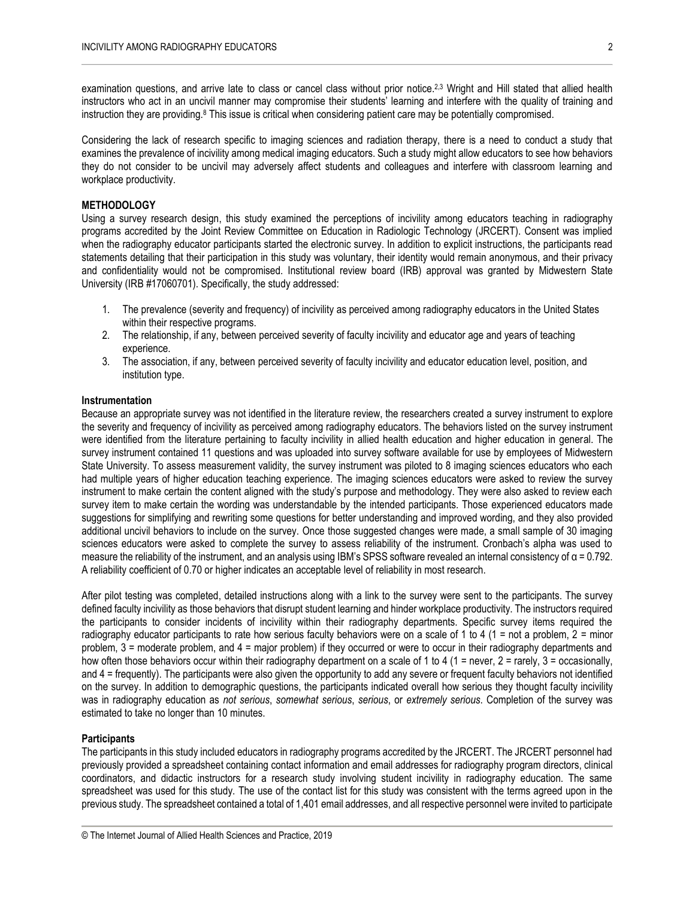examination questions, and arrive late to class or cancel class without prior notice.[2,3] Wright and Hill stated that allied health instructors who act in an uncivil manner may compromise their students' learning and interfere with the quality of training and instruction they are providing.[8] This issue is critical when considering patient care may be potentially compromised.

Considering the lack of research specific to imaging sciences and radiation therapy, there is a need to conduct a study that examines the prevalence of incivility among medical imaging educators. Such a study might allow educators to see how behaviors they do not consider to be uncivil may adversely affect students and colleagues and interfere with classroom learning and workplace productivity.

## METHODOLOGY

Using a survey research design, this study examined the perceptions of incivility among educators teaching in radiography programs accredited by the Joint Review Committee on Education in Radiologic Technology (JRCERT). Consent was implied when the radiography educator participants started the electronic survey. In addition to explicit instructions, the participants read statements detailing that their participation in this study was voluntary, their identity would remain anonymous, and their privacy and confidentiality would not be compromised. Institutional review board (IRB) approval was granted by Midwestern State University (IRB #17060701). Specifically, the study addressed:

1. The prevalence (severity and frequency) of incivility as perceived among radiography educators in the United States within their respective programs.
2. The relationship, if any, between perceived severity of faculty incivility and educator age and years of teaching experience.
3. The association, if any, between perceived severity of faculty incivility and educator education level, position, and institution type.

### Instrumentation

Because an appropriate survey was not identified in the literature review, the researchers created a survey instrument to explore the severity and frequency of incivility as perceived among radiography educators. The behaviors listed on the survey instrument were identified from the literature pertaining to faculty incivility in allied health education and higher education in general. The survey instrument contained 11 questions and was uploaded into survey software available for use by employees of Midwestern State University. To assess measurement validity, the survey instrument was piloted to 8 imaging sciences educators who each had multiple years of higher education teaching experience. The imaging sciences educators were asked to review the survey instrument to make certain the content aligned with the study's purpose and methodology. They were also asked to review each survey item to make certain the wording was understandable by the intended participants. Those experienced educators made suggestions for simplifying and rewriting some questions for better understanding and improved wording, and they also provided additional uncivil behaviors to include on the survey. Once those suggested changes were made, a small sample of 30 imaging sciences educators were asked to complete the survey to assess reliability of the instrument. Cronbach's alpha was used to measure the reliability of the instrument, and an analysis using IBM's SPSS software revealed an internal consistency of $\alpha = 0.792$. A reliability coefficient of 0.70 or higher indicates an acceptable level of reliability in most research.

After pilot testing was completed, detailed instructions along with a link to the survey were sent to the participants. The survey defined faculty incivility as those behaviors that disrupt student learning and hinder workplace productivity. The instructors required the participants to consider incidents of incivility within their radiography departments. Specific survey items required the radiography educator participants to rate how serious faculty behaviors were on a scale of 1 to 4 (1 = not a problem, 2 = minor problem, 3 = moderate problem, and 4 = major problem) if they occurred or were to occur in their radiography departments and how often those behaviors occur within their radiography department on a scale of 1 to 4 (1 = never, 2 = rarely, 3 = occasionally, and 4 = frequently). The participants were also given the opportunity to add any severe or frequent faculty behaviors not identified on the survey. In addition to demographic questions, the participants indicated overall how serious they thought faculty incivility was in radiography education as *not serious*, *somewhat serious*, *serious*, or *extremely serious*. Completion of the survey was estimated to take no longer than 10 minutes.

### Participants

The participants in this study included educators in radiography programs accredited by the JRCERT. The JRCERT personnel had previously provided a spreadsheet containing contact information and email addresses for radiography program directors, clinical coordinators, and didactic instructors for a research study involving student incivility in radiography education. The same spreadsheet was used for this study. The use of the contact list for this study was consistent with the terms agreed upon in the previous study. The spreadsheet contained a total of 1,401 email addresses, and all respective personnel were invited to participate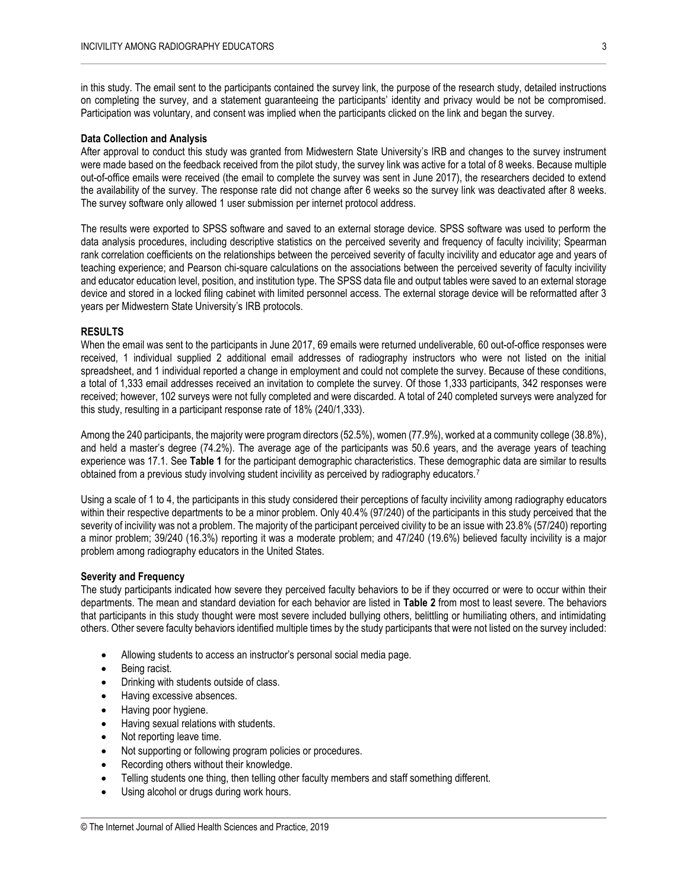in this study. The email sent to the participants contained the survey link, the purpose of the research study, detailed instructions on completing the survey, and a statement guaranteeing the participants' identity and privacy would be not be compromised. Participation was voluntary, and consent was implied when the participants clicked on the link and began the survey.

**Data Collection and Analysis**

After approval to conduct this study was granted from Midwestern State University's IRB and changes to the survey instrument were made based on the feedback received from the pilot study, the survey link was active for a total of 8 weeks. Because multiple out-of-office emails were received (the email to complete the survey was sent in June 2017), the researchers decided to extend the availability of the survey. The response rate did not change after 6 weeks so the survey link was deactivated after 8 weeks. The survey software only allowed 1 user submission per internet protocol address.

The results were exported to SPSS software and saved to an external storage device. SPSS software was used to perform the data analysis procedures, including descriptive statistics on the perceived severity and frequency of faculty incivility; Spearman rank correlation coefficients on the relationships between the perceived severity of faculty incivility and educator age and years of teaching experience; and Pearson chi-square calculations on the associations between the perceived severity of faculty incivility and educator education level, position, and institution type. The SPSS data file and output tables were saved to an external storage device and stored in a locked filing cabinet with limited personnel access. The external storage device will be reformatted after 3 years per Midwestern State University's IRB protocols.

## RESULTS

When the email was sent to the participants in June 2017, 69 emails were returned undeliverable, 60 out-of-office responses were received, 1 individual supplied 2 additional email addresses of radiography instructors who were not listed on the initial spreadsheet, and 1 individual reported a change in employment and could not complete the survey. Because of these conditions, a total of 1,333 email addresses received an invitation to complete the survey. Of those 1,333 participants, 342 responses were received; however, 102 surveys were not fully completed and were discarded. A total of 240 completed surveys were analyzed for this study, resulting in a participant response rate of 18% (240/1,333).

Among the 240 participants, the majority were program directors (52.5%), women (77.9%), worked at a community college (38.8%), and held a master's degree (74.2%). The average age of the participants was 50.6 years, and the average years of teaching experience was 17.1. See **Table 1** for the participant demographic characteristics. These demographic data are similar to results obtained from a previous study involving student incivility as perceived by radiography educators.[7]

Using a scale of 1 to 4, the participants in this study considered their perceptions of faculty incivility among radiography educators within their respective departments to be a minor problem. Only 40.4% (97/240) of the participants in this study perceived that the severity of incivility was not a problem. The majority of the participant perceived civility to be an issue with 23.8% (57/240) reporting a minor problem; 39/240 (16.3%) reporting it was a moderate problem; and 47/240 (19.6%) believed faculty incivility is a major problem among radiography educators in the United States.

**Severity and Frequency**

The study participants indicated how severe they perceived faculty behaviors to be if they occurred or were to occur within their departments. The mean and standard deviation for each behavior are listed in **Table 2** from most to least severe. The behaviors that participants in this study thought were most severe included bullying others, belittling or humiliating others, and intimidating others. Other severe faculty behaviors identified multiple times by the study participants that were not listed on the survey included:

- Allowing students to access an instructor's personal social media page.
- Being racist.
- Drinking with students outside of class.
- Having excessive absences.
- Having poor hygiene.
- Having sexual relations with students.
- Not reporting leave time.
- Not supporting or following program policies or procedures.
- Recording others without their knowledge.
- Telling students one thing, then telling other faculty members and staff something different.
- Using alcohol or drugs during work hours.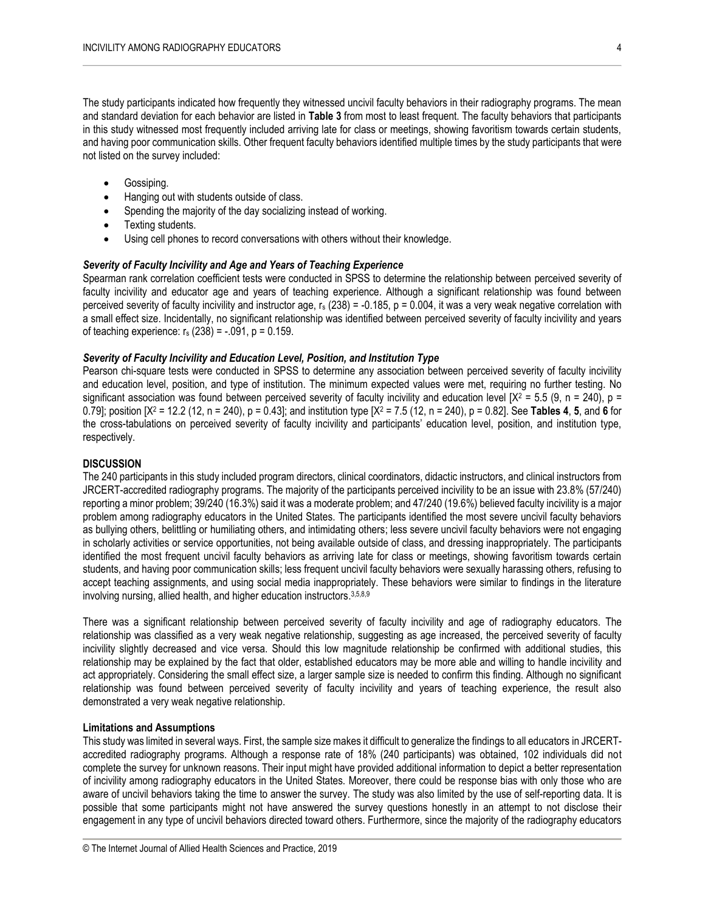The study participants indicated how frequently they witnessed uncivil faculty behaviors in their radiography programs. The mean and standard deviation for each behavior are listed in **Table 3** from most to least frequent. The faculty behaviors that participants in this study witnessed most frequently included arriving late for class or meetings, showing favoritism towards certain students, and having poor communication skills. Other frequent faculty behaviors identified multiple times by the study participants that were not listed on the survey included:

- Gossiping.
- Hanging out with students outside of class.
- Spending the majority of the day socializing instead of working.
- Texting students.
- Using cell phones to record conversations with others without their knowledge.

### *Severity of Faculty Incivility and Age and Years of Teaching Experience*

Spearman rank correlation coefficient tests were conducted in SPSS to determine the relationship between perceived severity of faculty incivility and educator age and years of teaching experience. Although a significant relationship was found between perceived severity of faculty incivility and instructor age, $r_s$ (238) = -0.185, p = 0.004, it was a very weak negative correlation with a small effect size. Incidentally, no significant relationship was identified between perceived severity of faculty incivility and years of teaching experience: $r_s$ (238) = -.091, p = 0.159.

### *Severity of Faculty Incivility and Education Level, Position, and Institution Type*

Pearson chi-square tests were conducted in SPSS to determine any association between perceived severity of faculty incivility and education level, position, and type of institution. The minimum expected values were met, requiring no further testing. No significant association was found between perceived severity of faculty incivility and education level [$X^2$ = 5.5 (9, n = 240), p = 0.79]; position [$X^2$ = 12.2 (12, n = 240), p = 0.43]; and institution type [$X^2$ = 7.5 (12, n = 240), p = 0.82]. See **Tables 4**, **5**, and **6** for the cross-tabulations on perceived severity of faculty incivility and participants' education level, position, and institution type, respectively.

## DISCUSSION

The 240 participants in this study included program directors, clinical coordinators, didactic instructors, and clinical instructors from JRCERT-accredited radiography programs. The majority of the participants perceived incivility to be an issue with 23.8% (57/240) reporting a minor problem; 39/240 (16.3%) said it was a moderate problem; and 47/240 (19.6%) believed faculty incivility is a major problem among radiography educators in the United States. The participants identified the most severe uncivil faculty behaviors as bullying others, belittling or humiliating others, and intimidating others; less severe uncivil faculty behaviors were not engaging in scholarly activities or service opportunities, not being available outside of class, and dressing inappropriately. The participants identified the most frequent uncivil faculty behaviors as arriving late for class or meetings, showing favoritism towards certain students, and having poor communication skills; less frequent uncivil faculty behaviors were sexually harassing others, refusing to accept teaching assignments, and using social media inappropriately. These behaviors were similar to findings in the literature involving nursing, allied health, and higher education instructors.[3,5,8,9]

There was a significant relationship between perceived severity of faculty incivility and age of radiography educators. The relationship was classified as a very weak negative relationship, suggesting as age increased, the perceived severity of faculty incivility slightly decreased and vice versa. Should this low magnitude relationship be confirmed with additional studies, this relationship may be explained by the fact that older, established educators may be more able and willing to handle incivility and act appropriately. Considering the small effect size, a larger sample size is needed to confirm this finding. Although no significant relationship was found between perceived severity of faculty incivility and years of teaching experience, the result also demonstrated a very weak negative relationship.

### Limitations and Assumptions

This study was limited in several ways. First, the sample size makes it difficult to generalize the findings to all educators in JRCERT-accredited radiography programs. Although a response rate of 18% (240 participants) was obtained, 102 individuals did not complete the survey for unknown reasons. Their input might have provided additional information to depict a better representation of incivility among radiography educators in the United States. Moreover, there could be response bias with only those who are aware of uncivil behaviors taking the time to answer the survey. The study was also limited by the use of self-reporting data. It is possible that some participants might not have answered the survey questions honestly in an attempt to not disclose their engagement in any type of uncivil behaviors directed toward others. Furthermore, since the majority of the radiography educators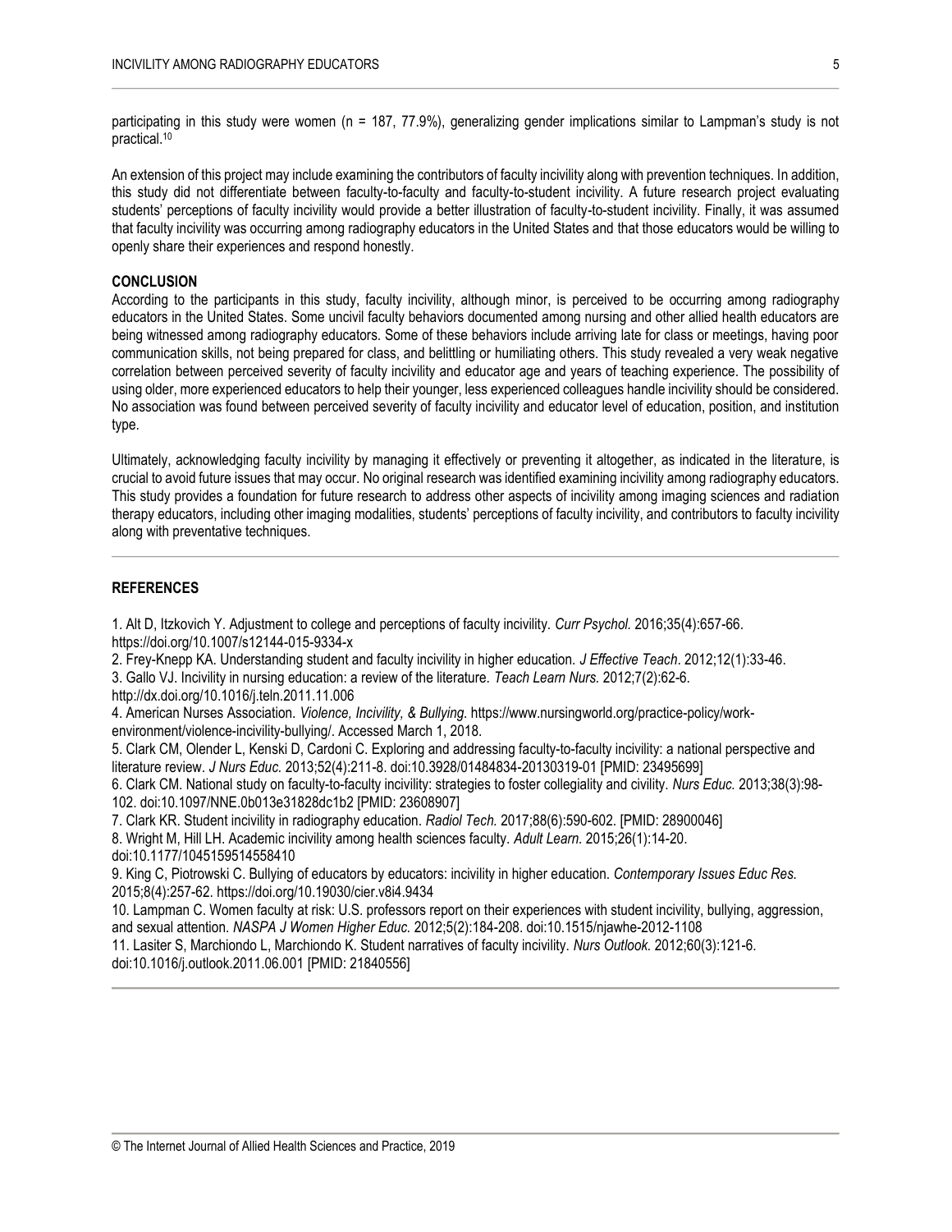participating in this study were women (n = 187, 77.9%), generalizing gender implications similar to Lampman's study is not practical.[10]

An extension of this project may include examining the contributors of faculty incivility along with prevention techniques. In addition, this study did not differentiate between faculty-to-faculty and faculty-to-student incivility. A future research project evaluating students' perceptions of faculty incivility would provide a better illustration of faculty-to-student incivility. Finally, it was assumed that faculty incivility was occurring among radiography educators in the United States and that those educators would be willing to openly share their experiences and respond honestly.

## CONCLUSION

According to the participants in this study, faculty incivility, although minor, is perceived to be occurring among radiography educators in the United States. Some uncivil faculty behaviors documented among nursing and other allied health educators are being witnessed among radiography educators. Some of these behaviors include arriving late for class or meetings, having poor communication skills, not being prepared for class, and belittling or humiliating others. This study revealed a very weak negative correlation between perceived severity of faculty incivility and educator age and years of teaching experience. The possibility of using older, more experienced educators to help their younger, less experienced colleagues handle incivility should be considered. No association was found between perceived severity of faculty incivility and educator level of education, position, and institution type.

Ultimately, acknowledging faculty incivility by managing it effectively or preventing it altogether, as indicated in the literature, is crucial to avoid future issues that may occur. No original research was identified examining incivility among radiography educators. This study provides a foundation for future research to address other aspects of incivility among imaging sciences and radiation therapy educators, including other imaging modalities, students' perceptions of faculty incivility, and contributors to faculty incivility along with preventative techniques.

## REFERENCES

1. Alt D, Itzkovich Y. Adjustment to college and perceptions of faculty incivility. *Curr Psychol.* 2016;35(4):657-66. https://doi.org/10.1007/s12144-015-9334-x
2. Frey-Knepp KA. Understanding student and faculty incivility in higher education. *J Effective Teach*. 2012;12(1):33-46.
3. Gallo VJ. Incivility in nursing education: a review of the literature. *Teach Learn Nurs.* 2012;7(2):62-6. http://dx.doi.org/10.1016/j.teln.2011.11.006
4. American Nurses Association. *Violence, Incivility, & Bullying.* https://www.nursingworld.org/practice-policy/work-environment/violence-incivility-bullying/. Accessed March 1, 2018.
5. Clark CM, Olender L, Kenski D, Cardoni C. Exploring and addressing faculty-to-faculty incivility: a national perspective and literature review. *J Nurs Educ.* 2013;52(4):211-8. doi:10.3928/01484834-20130319-01 [PMID: 23495699]
6. Clark CM. National study on faculty-to-faculty incivility: strategies to foster collegiality and civility. *Nurs Educ.* 2013;38(3):98-102. doi:10.1097/NNE.0b013e31828dc1b2 [PMID: 23608907]
7. Clark KR. Student incivility in radiography education. *Radiol Tech.* 2017;88(6):590-602. [PMID: 28900046]
8. Wright M, Hill LH. Academic incivility among health sciences faculty. *Adult Learn.* 2015;26(1):14-20. doi:10.1177/1045159514558410
9. King C, Piotrowski C. Bullying of educators by educators: incivility in higher education. *Contemporary Issues Educ Res.* 2015;8(4):257-62. https://doi.org/10.19030/cier.v8i4.9434
10. Lampman C. Women faculty at risk: U.S. professors report on their experiences with student incivility, bullying, aggression, and sexual attention. *NASPA J Women Higher Educ.* 2012;5(2):184-208. doi:10.1515/njawhe-2012-1108
11. Lasiter S, Marchiondo L, Marchiondo K. Student narratives of faculty incivility. *Nurs Outlook.* 2012;60(3):121-6. doi:10.1016/j.outlook.2011.06.001 [PMID: 21840556]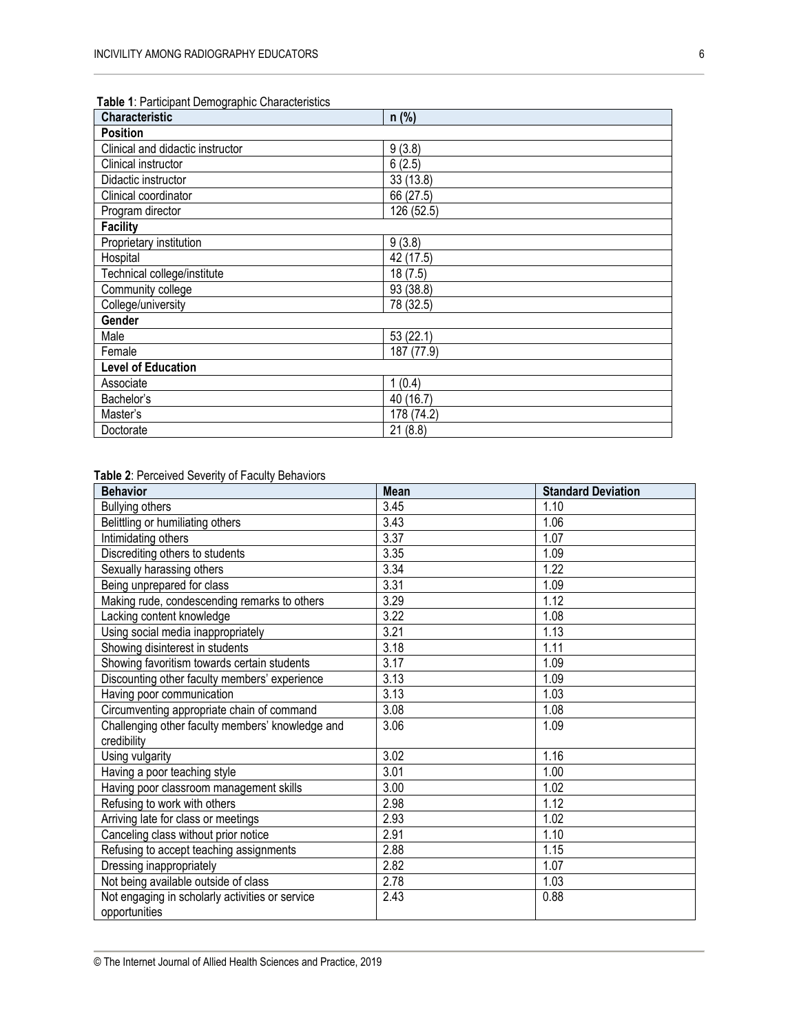**Table 1**: Participant Demographic Characteristics

| Characteristic | n (%) |
|---|---|
| **Position** | |
| Clinical and didactic instructor | 9 (3.8) |
| Clinical instructor | 6 (2.5) |
| Didactic instructor | 33 (13.8) |
| Clinical coordinator | 66 (27.5) |
| Program director | 126 (52.5) |
| **Facility** | |
| Proprietary institution | 9 (3.8) |
| Hospital | 42 (17.5) |
| Technical college/institute | 18 (7.5) |
| Community college | 93 (38.8) |
| College/university | 78 (32.5) |
| **Gender** | |
| Male | 53 (22.1) |
| Female | 187 (77.9) |
| **Level of Education** | |
| Associate | 1 (0.4) |
| Bachelor's | 40 (16.7) |
| Master's | 178 (74.2) |
| Doctorate | 21 (8.8) |

**Table 2**: Perceived Severity of Faculty Behaviors

| Behavior | Mean | Standard Deviation |
|---|---|---|
| Bullying others | 3.45 | 1.10 |
| Belittling or humiliating others | 3.43 | 1.06 |
| Intimidating others | 3.37 | 1.07 |
| Discrediting others to students | 3.35 | 1.09 |
| Sexually harassing others | 3.34 | 1.22 |
| Being unprepared for class | 3.31 | 1.09 |
| Making rude, condescending remarks to others | 3.29 | 1.12 |
| Lacking content knowledge | 3.22 | 1.08 |
| Using social media inappropriately | 3.21 | 1.13 |
| Showing disinterest in students | 3.18 | 1.11 |
| Showing favoritism towards certain students | 3.17 | 1.09 |
| Discounting other faculty members' experience | 3.13 | 1.09 |
| Having poor communication | 3.13 | 1.03 |
| Circumventing appropriate chain of command | 3.08 | 1.08 |
| Challenging other faculty members' knowledge and credibility | 3.06 | 1.09 |
| Using vulgarity | 3.02 | 1.16 |
| Having a poor teaching style | 3.01 | 1.00 |
| Having poor classroom management skills | 3.00 | 1.02 |
| Refusing to work with others | 2.98 | 1.12 |
| Arriving late for class or meetings | 2.93 | 1.02 |
| Canceling class without prior notice | 2.91 | 1.10 |
| Refusing to accept teaching assignments | 2.88 | 1.15 |
| Dressing inappropriately | 2.82 | 1.07 |
| Not being available outside of class | 2.78 | 1.03 |
| Not engaging in scholarly activities or service opportunities | 2.43 | 0.88 |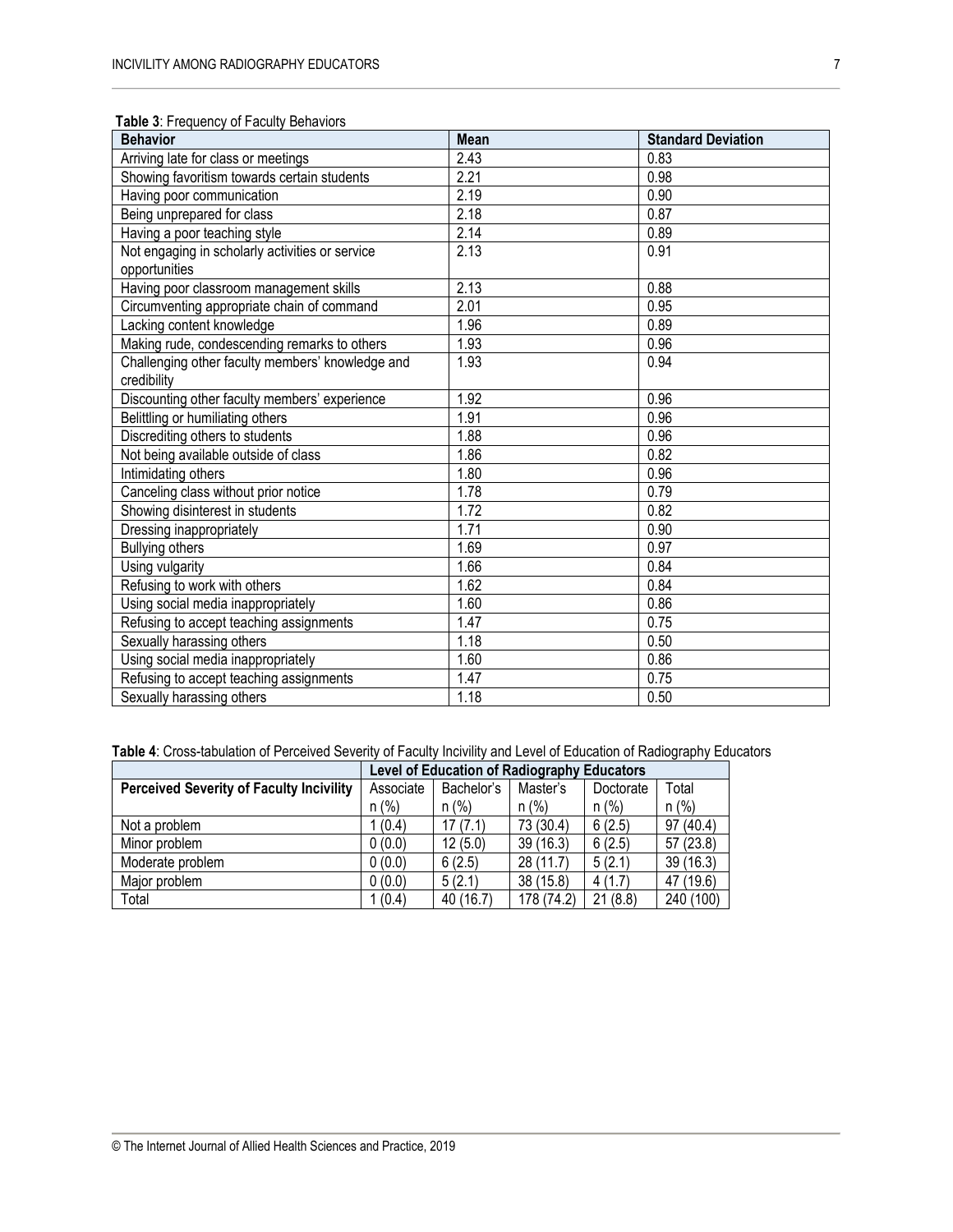**Table 3**: Frequency of Faculty Behaviors

| Behavior | Mean | Standard Deviation |
|---|---|---|
| Arriving late for class or meetings | 2.43 | 0.83 |
| Showing favoritism towards certain students | 2.21 | 0.98 |
| Having poor communication | 2.19 | 0.90 |
| Being unprepared for class | 2.18 | 0.87 |
| Having a poor teaching style | 2.14 | 0.89 |
| Not engaging in scholarly activities or service opportunities | 2.13 | 0.91 |
| Having poor classroom management skills | 2.13 | 0.88 |
| Circumventing appropriate chain of command | 2.01 | 0.95 |
| Lacking content knowledge | 1.96 | 0.89 |
| Making rude, condescending remarks to others | 1.93 | 0.96 |
| Challenging other faculty members' knowledge and credibility | 1.93 | 0.94 |
| Discounting other faculty members' experience | 1.92 | 0.96 |
| Belittling or humiliating others | 1.91 | 0.96 |
| Discrediting others to students | 1.88 | 0.96 |
| Not being available outside of class | 1.86 | 0.82 |
| Intimidating others | 1.80 | 0.96 |
| Canceling class without prior notice | 1.78 | 0.79 |
| Showing disinterest in students | 1.72 | 0.82 |
| Dressing inappropriately | 1.71 | 0.90 |
| Bullying others | 1.69 | 0.97 |
| Using vulgarity | 1.66 | 0.84 |
| Refusing to work with others | 1.62 | 0.84 |
| Using social media inappropriately | 1.60 | 0.86 |
| Refusing to accept teaching assignments | 1.47 | 0.75 |
| Sexually harassing others | 1.18 | 0.50 |
| Using social media inappropriately | 1.60 | 0.86 |
| Refusing to accept teaching assignments | 1.47 | 0.75 |
| Sexually harassing others | 1.18 | 0.50 |

**Table 4**: Cross-tabulation of Perceived Severity of Faculty Incivility and Level of Education of Radiography Educators

| | Level of Education of Radiography Educators | | | | |
|---|---|---|---|---|---|
| **Perceived Severity of Faculty Incivility** | Associate n (%) | Bachelor's n (%) | Master's n (%) | Doctorate n (%) | Total n (%) |
| Not a problem | 1 (0.4) | 17 (7.1) | 73 (30.4) | 6 (2.5) | 97 (40.4) |
| Minor problem | 0 (0.0) | 12 (5.0) | 39 (16.3) | 6 (2.5) | 57 (23.8) |
| Moderate problem | 0 (0.0) | 6 (2.5) | 28 (11.7) | 5 (2.1) | 39 (16.3) |
| Major problem | 0 (0.0) | 5 (2.1) | 38 (15.8) | 4 (1.7) | 47 (19.6) |
| Total | 1 (0.4) | 40 (16.7) | 178 (74.2) | 21 (8.8) | 240 (100) |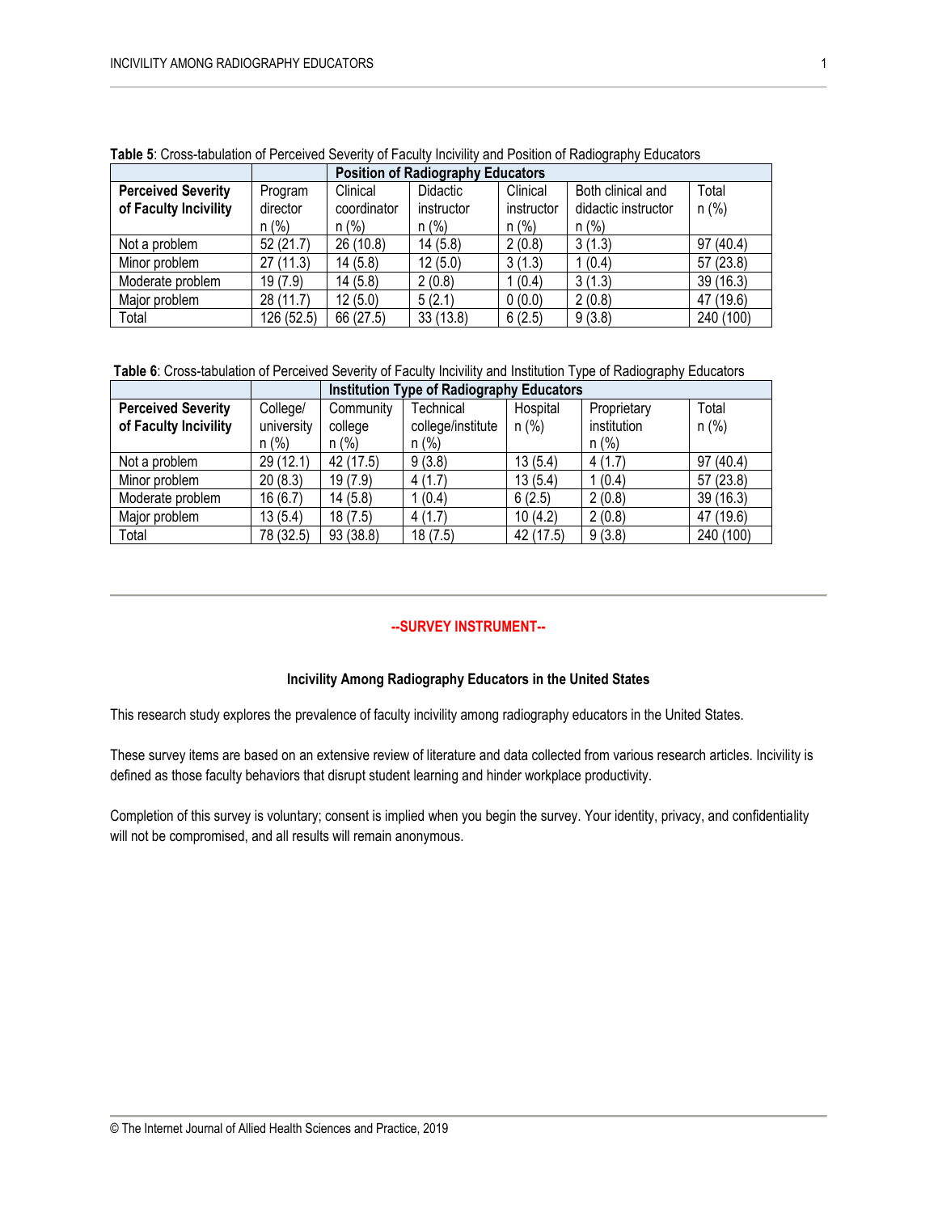**Table 5**: Cross-tabulation of Perceived Severity of Faculty Incivility and Position of Radiography Educators

| | Position of Radiography Educators | | | | | |
|---|---|---|---|---|---|---|
| **Perceived Severity of Faculty Incivility** | Program director n (%) | Clinical coordinator n (%) | Didactic instructor n (%) | Clinical instructor n (%) | Both clinical and didactic instructor n (%) | Total n (%) |
| Not a problem | 52 (21.7) | 26 (10.8) | 14 (5.8) | 2 (0.8) | 3 (1.3) | 97 (40.4) |
| Minor problem | 27 (11.3) | 14 (5.8) | 12 (5.0) | 3 (1.3) | 1 (0.4) | 57 (23.8) |
| Moderate problem | 19 (7.9) | 14 (5.8) | 2 (0.8) | 1 (0.4) | 3 (1.3) | 39 (16.3) |
| Major problem | 28 (11.7) | 12 (5.0) | 5 (2.1) | 0 (0.0) | 2 (0.8) | 47 (19.6) |
| Total | 126 (52.5) | 66 (27.5) | 33 (13.8) | 6 (2.5) | 9 (3.8) | 240 (100) |

**Table 6**: Cross-tabulation of Perceived Severity of Faculty Incivility and Institution Type of Radiography Educators

| | Institution Type of Radiography Educators | | | | | |
|---|---|---|---|---|---|---|
| **Perceived Severity of Faculty Incivility** | College/ university n (%) | Community college n (%) | Technical college/institute n (%) | Hospital n (%) | Proprietary institution n (%) | Total n (%) |
| Not a problem | 29 (12.1) | 42 (17.5) | 9 (3.8) | 13 (5.4) | 4 (1.7) | 97 (40.4) |
| Minor problem | 20 (8.3) | 19 (7.9) | 4 (1.7) | 13 (5.4) | 1 (0.4) | 57 (23.8) |
| Moderate problem | 16 (6.7) | 14 (5.8) | 1 (0.4) | 6 (2.5) | 2 (0.8) | 39 (16.3) |
| Major problem | 13 (5.4) | 18 (7.5) | 4 (1.7) | 10 (4.2) | 2 (0.8) | 47 (19.6) |
| Total | 78 (32.5) | 93 (38.8) | 18 (7.5) | 42 (17.5) | 9 (3.8) | 240 (100) |

---

**--SURVEY INSTRUMENT--**

**Incivility Among Radiography Educators in the United States**

This research study explores the prevalence of faculty incivility among radiography educators in the United States.

These survey items are based on an extensive review of literature and data collected from various research articles. Incivility is defined as those faculty behaviors that disrupt student learning and hinder workplace productivity.

Completion of this survey is voluntary; consent is implied when you begin the survey. Your identity, privacy, and confidentiality will not be compromised, and all results will remain anonymous.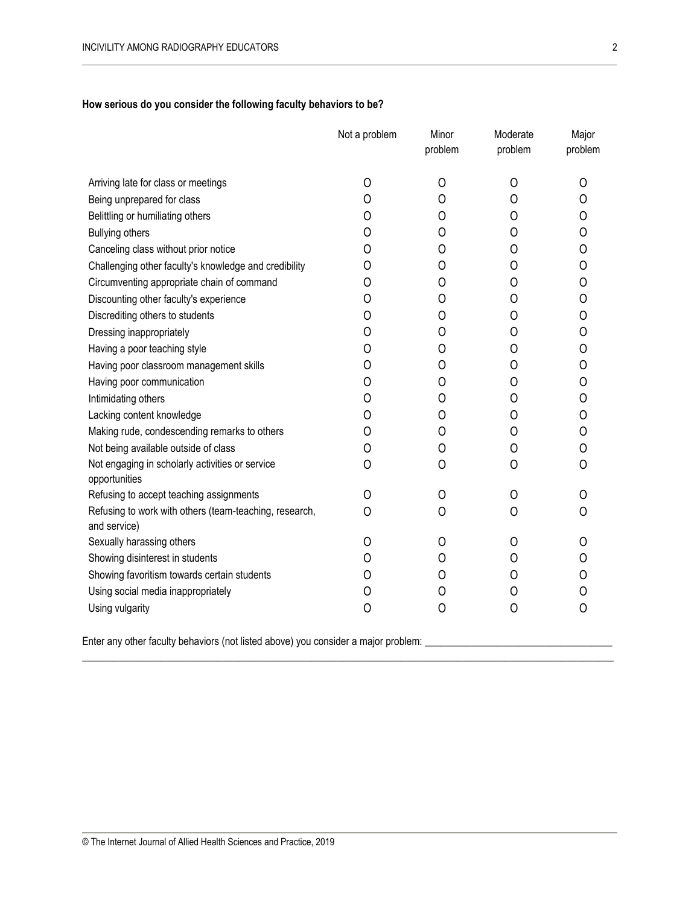**How serious do you consider the following faculty behaviors to be?**

| | Not a problem | Minor problem | Moderate problem | Major problem |
|---|---|---|---|---|
| Arriving late for class or meetings | O | O | O | O |
| Being unprepared for class | O | O | O | O |
| Belittling or humiliating others | O | O | O | O |
| Bullying others | O | O | O | O |
| Canceling class without prior notice | O | O | O | O |
| Challenging other faculty's knowledge and credibility | O | O | O | O |
| Circumventing appropriate chain of command | O | O | O | O |
| Discounting other faculty's experience | O | O | O | O |
| Discrediting others to students | O | O | O | O |
| Dressing inappropriately | O | O | O | O |
| Having a poor teaching style | O | O | O | O |
| Having poor classroom management skills | O | O | O | O |
| Having poor communication | O | O | O | O |
| Intimidating others | O | O | O | O |
| Lacking content knowledge | O | O | O | O |
| Making rude, condescending remarks to others | O | O | O | O |
| Not being available outside of class | O | O | O | O |
| Not engaging in scholarly activities or service opportunities | O | O | O | O |
| Refusing to accept teaching assignments | O | O | O | O |
| Refusing to work with others (team-teaching, research, and service) | O | O | O | O |
| Sexually harassing others | O | O | O | O |
| Showing disinterest in students | O | O | O | O |
| Showing favoritism towards certain students | O | O | O | O |
| Using social media inappropriately | O | O | O | O |
| Using vulgarity | O | O | O | O |

Enter any other faculty behaviors (not listed above) you consider a major problem: ___________________________________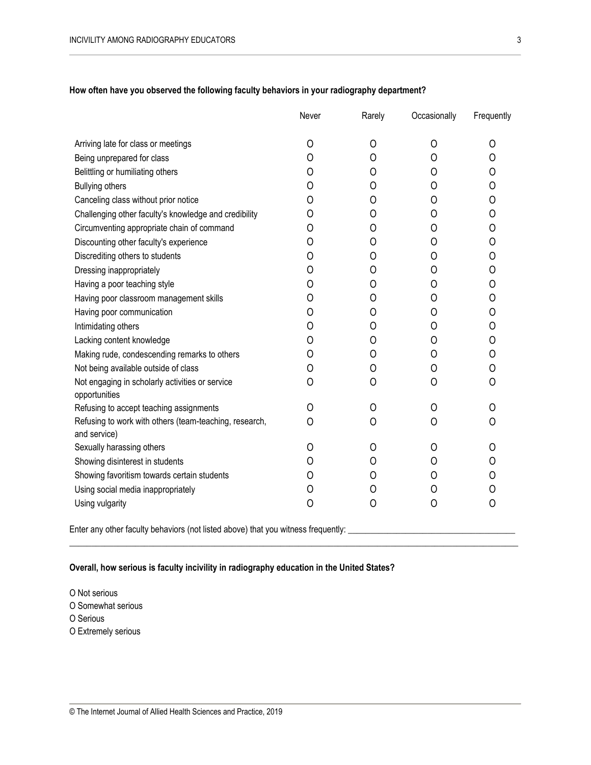**How often have you observed the following faculty behaviors in your radiography department?**

| | Never | Rarely | Occasionally | Frequently |
|---|---|---|---|---|
| Arriving late for class or meetings | O | O | O | O |
| Being unprepared for class | O | O | O | O |
| Belittling or humiliating others | O | O | O | O |
| Bullying others | O | O | O | O |
| Canceling class without prior notice | O | O | O | O |
| Challenging other faculty's knowledge and credibility | O | O | O | O |
| Circumventing appropriate chain of command | O | O | O | O |
| Discounting other faculty's experience | O | O | O | O |
| Discrediting others to students | O | O | O | O |
| Dressing inappropriately | O | O | O | O |
| Having a poor teaching style | O | O | O | O |
| Having poor classroom management skills | O | O | O | O |
| Having poor communication | O | O | O | O |
| Intimidating others | O | O | O | O |
| Lacking content knowledge | O | O | O | O |
| Making rude, condescending remarks to others | O | O | O | O |
| Not being available outside of class | O | O | O | O |
| Not engaging in scholarly activities or service opportunities | O | O | O | O |
| Refusing to accept teaching assignments | O | O | O | O |
| Refusing to work with others (team-teaching, research, and service) | O | O | O | O |
| Sexually harassing others | O | O | O | O |
| Showing disinterest in students | O | O | O | O |
| Showing favoritism towards certain students | O | O | O | O |
| Using social media inappropriately | O | O | O | O |
| Using vulgarity | O | O | O | O |

Enter any other faculty behaviors (not listed above) that you witness frequently: ____________________________________

____________________________________________________________________________________________

**Overall, how serious is faculty incivility in radiography education in the United States?**

O Not serious
O Somewhat serious
O Serious
O Extremely serious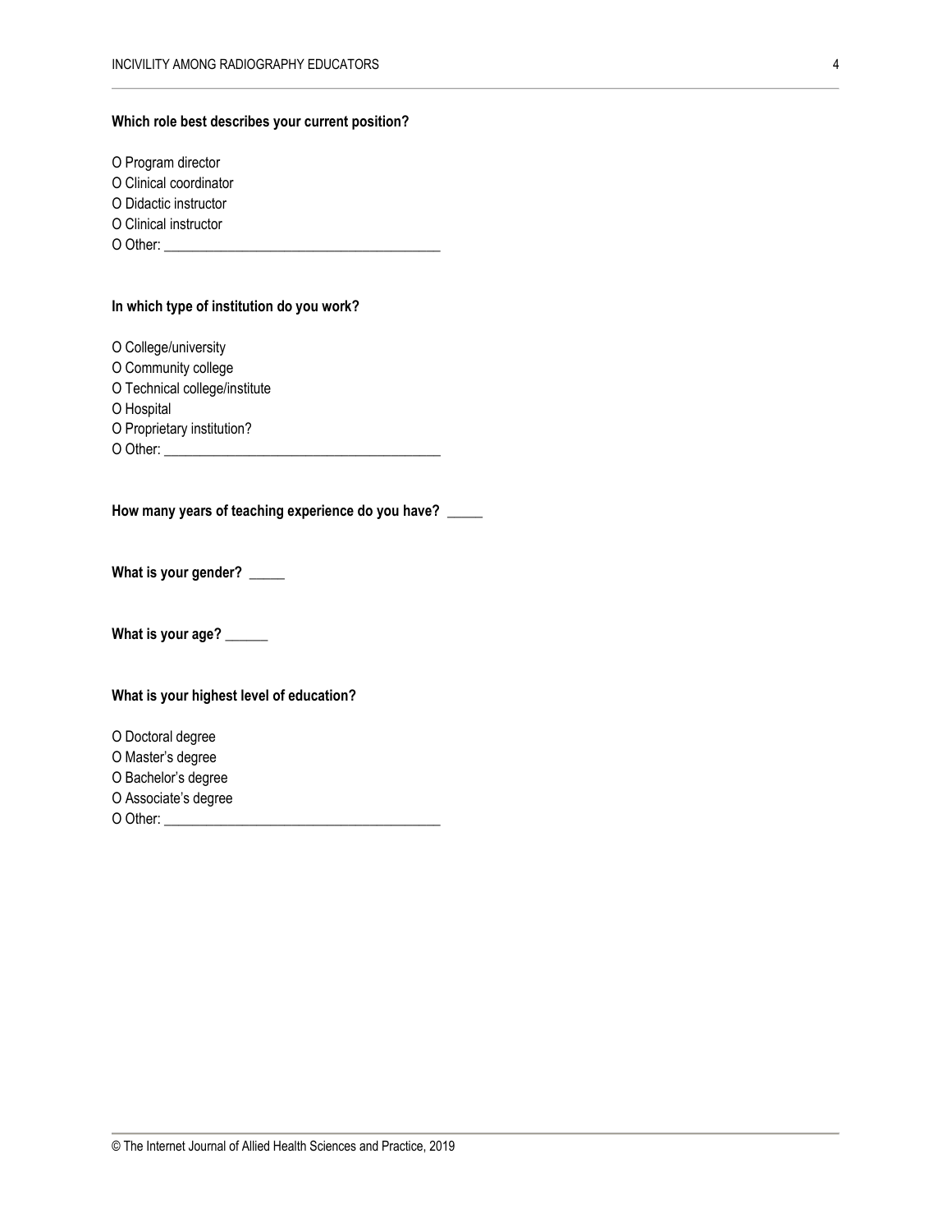**Which role best describes your current position?**

O Program director
O Clinical coordinator
O Didactic instructor
O Clinical instructor
O Other: _______________________________________

**In which type of institution do you work?**

O College/university
O Community college
O Technical college/institute
O Hospital
O Proprietary institution?
O Other: _______________________________________

**How many years of teaching experience do you have?** _____

**What is your gender?** _____

**What is your age?** ______

**What is your highest level of education?**

O Doctoral degree
O Master's degree
O Bachelor's degree
O Associate's degree
O Other: _______________________________________